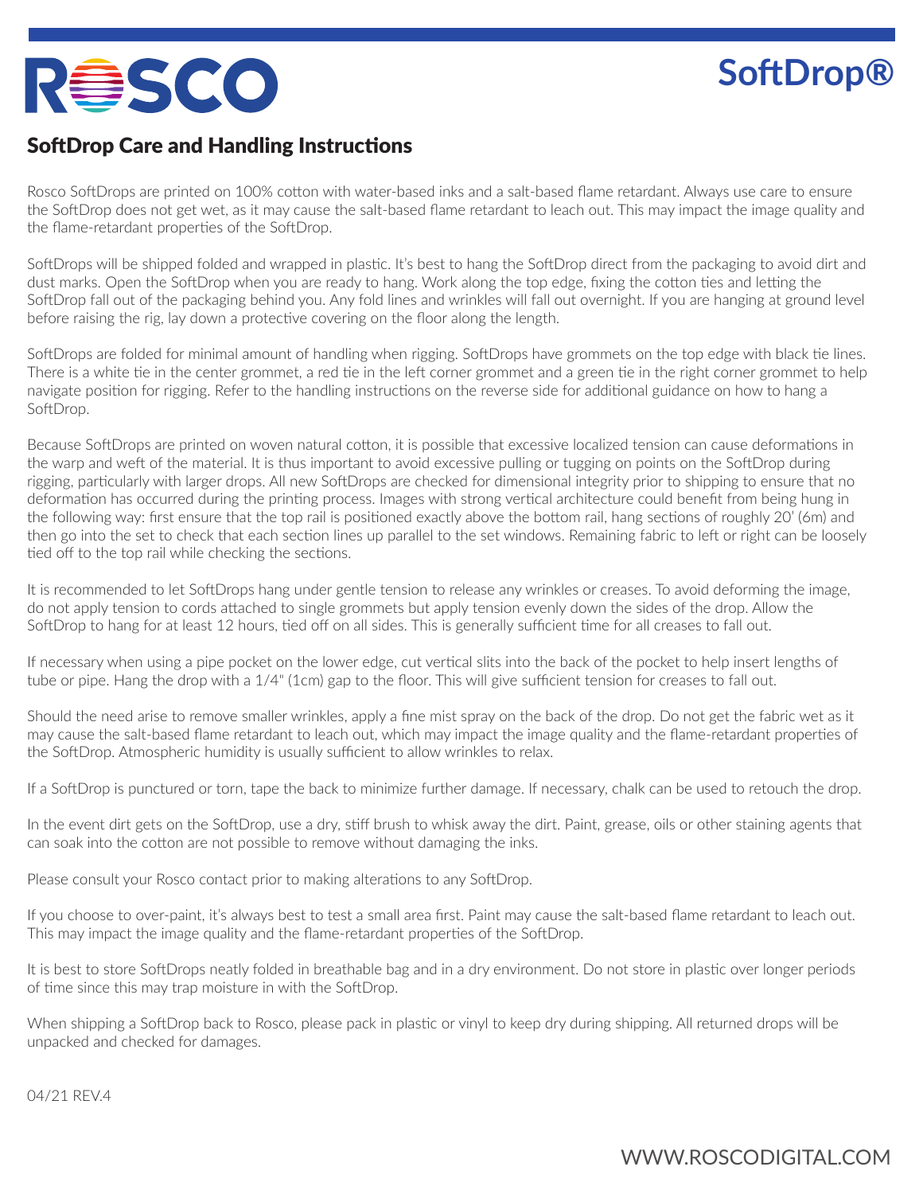# SoftDrop®

## SoftDrop Care and Handling Instructions

Rosco SoftDrops are printed on 100% cotton with water-based inks and a salt-based flame retardant. Always use care to ensure the SoftDrop does not get wet, as it may cause the salt-based flame retardant to leach out. This may impact the image quality and the flame-retardant properties of the SoftDrop.

SoftDrops will be shipped folded and wrapped in plastic. It's best to hang the SoftDrop direct from the packaging to avoid dirt and dust marks. Open the SoftDrop when you are ready to hang. Work along the top edge, fixing the cotton ties and letting the SoftDrop fall out of the packaging behind you. Any fold lines and wrinkles will fall out overnight. If you are hanging at ground level before raising the rig, lay down a protective covering on the floor along the length.

SoftDrops are folded for minimal amount of handling when rigging. SoftDrops have grommets on the top edge with black tie lines. There is a white tie in the center grommet, a red tie in the left corner grommet and a green tie in the right corner grommet to help navigate position for rigging. Refer to the handling instructions on the reverse side for additional guidance on how to hang a SoftDrop.

Because SoftDrops are printed on woven natural cotton, it is possible that excessive localized tension can cause deformations in the warp and weft of the material. It is thus important to avoid excessive pulling or tugging on points on the SoftDrop during rigging, particularly with larger drops. All new SoftDrops are checked for dimensional integrity prior to shipping to ensure that no deformation has occurred during the printing process. Images with strong vertical architecture could benefit from being hung in the following way: first ensure that the top rail is positioned exactly above the bottom rail, hang sections of roughly 20' (6m) and then go into the set to check that each section lines up parallel to the set windows. Remaining fabric to left or right can be loosely tied off to the top rail while checking the sections.

It is recommended to let SoftDrops hang under gentle tension to release any wrinkles or creases. To avoid deforming the image, do not apply tension to cords attached to single grommets but apply tension evenly down the sides of the drop. Allow the SoftDrop to hang for at least 12 hours, tied off on all sides. This is generally sufficient time for all creases to fall out.

If necessary when using a pipe pocket on the lower edge, cut vertical slits into the back of the pocket to help insert lengths of tube or pipe. Hang the drop with a 1/4" (1cm) gap to the floor. This will give sufficient tension for creases to fall out.

Should the need arise to remove smaller wrinkles, apply a fine mist spray on the back of the drop. Do not get the fabric wet as it may cause the salt-based flame retardant to leach out, which may impact the image quality and the flame-retardant properties of the SoftDrop. Atmospheric humidity is usually sufficient to allow wrinkles to relax.

If a SoftDrop is punctured or torn, tape the back to minimize further damage. If necessary, chalk can be used to retouch the drop.

In the event dirt gets on the SoftDrop, use a dry, stiff brush to whisk away the dirt. Paint, grease, oils or other staining agents that can soak into the cotton are not possible to remove without damaging the inks.

Please consult your Rosco contact prior to making alterations to any SoftDrop.

If you choose to over-paint, it's always best to test a small area first. Paint may cause the salt-based flame retardant to leach out. This may impact the image quality and the flame-retardant properties of the SoftDrop.

It is best to store SoftDrops neatly folded in breathable bag and in a dry environment. Do not store in plastic over longer periods of time since this may trap moisture in with the SoftDrop.

When shipping a SoftDrop back to Rosco, please pack in plastic or vinyl to keep dry during shipping. All returned drops will be unpacked and checked for damages.

04/21 REV.4

WWW.ROSCODIGITAL.COM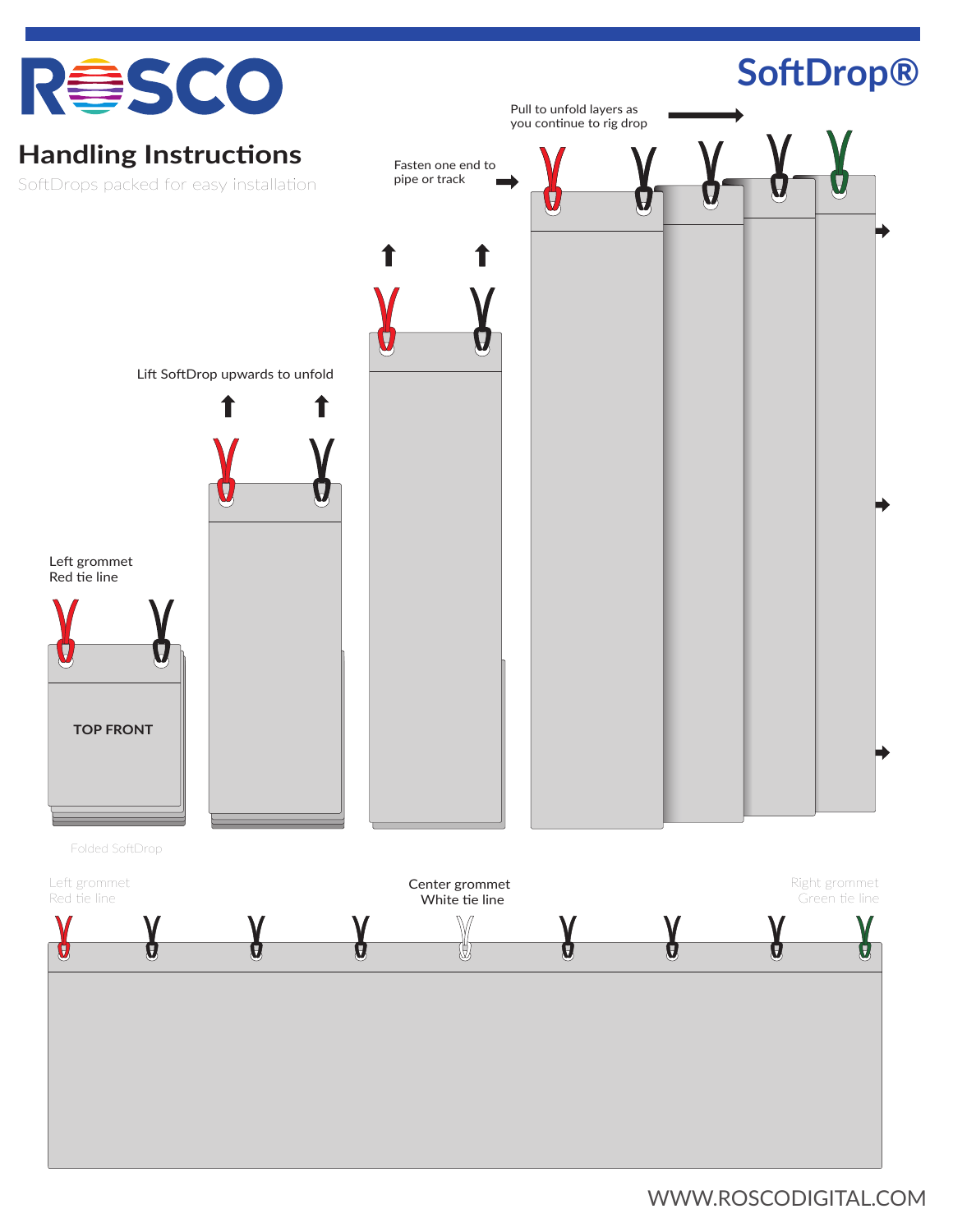# ROSCO

# SoftDrop®

## Handling Instructions

SoftDrops packed for easy installation

Pull to unfold layers as you continue to rig drop

Fasten one end to pipe or track

Lift SoftDrop upwards to unfold

Left grommet
Red tie line

TOP FRONT

Folded SoftDrop

Left grommet
Red tie line

Center grommet
White tie line

Right grommet
Green tie line

WWW.ROSCODIGITAL.COM